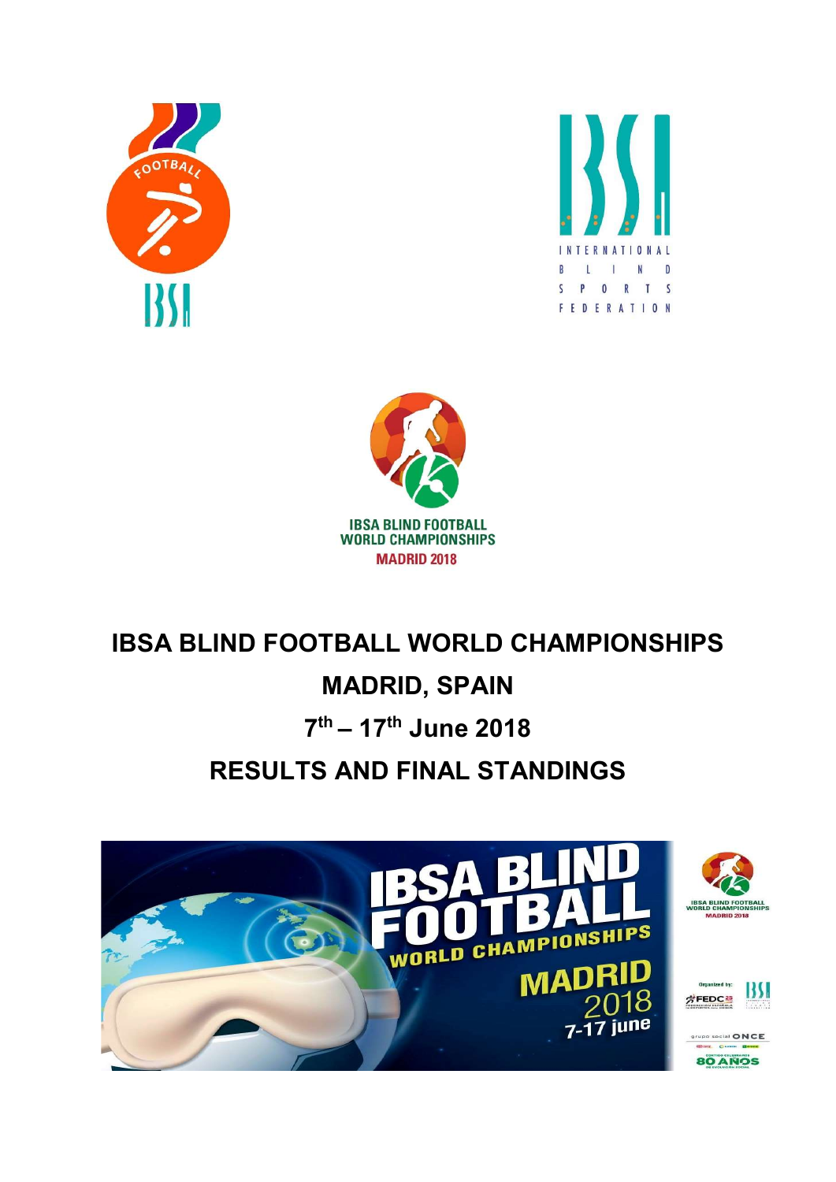# IBSA BLIND FOOTBALL WORLD CHAMPIONSHIPS

# MADRID, SPAIN

# 7th – 17th June 2018

# RESULTS AND FINAL STANDINGS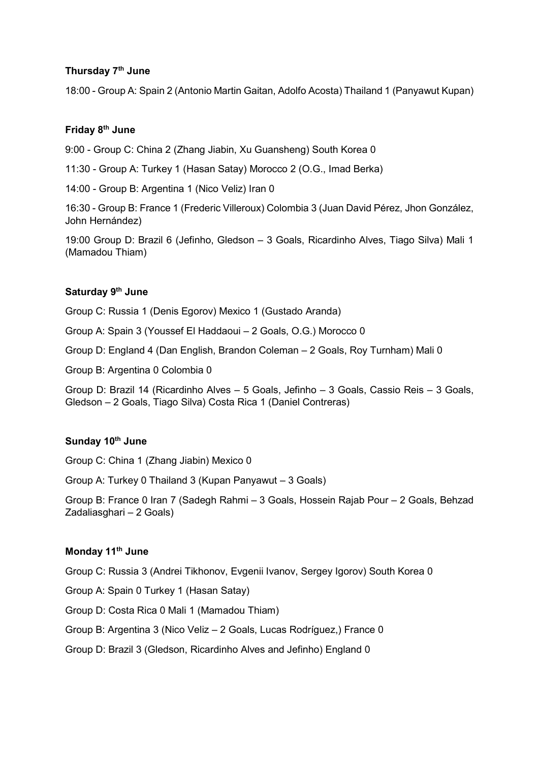**Thursday 7th June**

18:00 - Group A: Spain 2 (Antonio Martin Gaitan, Adolfo Acosta) Thailand 1 (Panyawut Kupan)

**Friday 8th June**

9:00 - Group C: China 2 (Zhang Jiabin, Xu Guansheng) South Korea 0

11:30 - Group A: Turkey 1 (Hasan Satay) Morocco 2 (O.G., Imad Berka)

14:00 - Group B: Argentina 1 (Nico Veliz) Iran 0

16:30 - Group B: France 1 (Frederic Villeroux) Colombia 3 (Juan David Pérez, Jhon González, John Hernández)

19:00 Group D: Brazil 6 (Jefinho, Gledson – 3 Goals, Ricardinho Alves, Tiago Silva) Mali 1 (Mamadou Thiam)

**Saturday 9th June**

Group C: Russia 1 (Denis Egorov) Mexico 1 (Gustado Aranda)

Group A: Spain 3 (Youssef El Haddaoui – 2 Goals, O.G.) Morocco 0

Group D: England 4 (Dan English, Brandon Coleman – 2 Goals, Roy Turnham) Mali 0

Group B: Argentina 0 Colombia 0

Group D: Brazil 14 (Ricardinho Alves – 5 Goals, Jefinho – 3 Goals, Cassio Reis – 3 Goals, Gledson – 2 Goals, Tiago Silva) Costa Rica 1 (Daniel Contreras)

**Sunday 10th June**

Group C: China 1 (Zhang Jiabin) Mexico 0

Group A: Turkey 0 Thailand 3 (Kupan Panyawut – 3 Goals)

Group B: France 0 Iran 7 (Sadegh Rahmi – 3 Goals, Hossein Rajab Pour – 2 Goals, Behzad Zadaliasghari – 2 Goals)

**Monday 11th June**

Group C: Russia 3 (Andrei Tikhonov, Evgenii Ivanov, Sergey Igorov) South Korea 0

Group A: Spain 0 Turkey 1 (Hasan Satay)

Group D: Costa Rica 0 Mali 1 (Mamadou Thiam)

Group B: Argentina 3 (Nico Veliz – 2 Goals, Lucas Rodríguez,) France 0

Group D: Brazil 3 (Gledson, Ricardinho Alves and Jefinho) England 0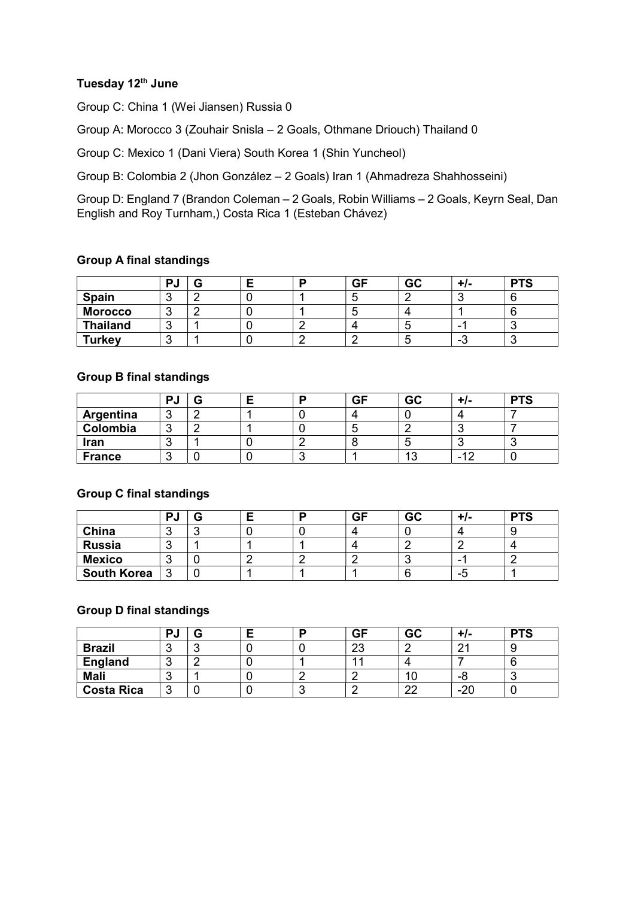**Tuesday 12th June**

Group C: China 1 (Wei Jiansen) Russia 0

Group A: Morocco 3 (Zouhair Snisla – 2 Goals, Othmane Driouch) Thailand 0

Group C: Mexico 1 (Dani Viera) South Korea 1 (Shin Yuncheol)

Group B: Colombia 2 (Jhon González – 2 Goals) Iran 1 (Ahmadreza Shahhosseini)

Group D: England 7 (Brandon Coleman – 2 Goals, Robin Williams – 2 Goals, Keyrn Seal, Dan English and Roy Turnham,) Costa Rica 1 (Esteban Chávez)

**Group A final standings**

| | PJ | G | E | P | GF | GC | +/- | PTS |
|---|---|---|---|---|---|---|---|---|
| **Spain** | 3 | 2 | 0 | 1 | 5 | 2 | 3 | 6 |
| **Morocco** | 3 | 2 | 0 | 1 | 5 | 4 | 1 | 6 |
| **Thailand** | 3 | 1 | 0 | 2 | 4 | 5 | -1 | 3 |
| **Turkey** | 3 | 1 | 0 | 2 | 2 | 5 | -3 | 3 |

**Group B final standings**

| | PJ | G | E | P | GF | GC | +/- | PTS |
|---|---|---|---|---|---|---|---|---|
| **Argentina** | 3 | 2 | 1 | 0 | 4 | 0 | 4 | 7 |
| **Colombia** | 3 | 2 | 1 | 0 | 5 | 2 | 3 | 7 |
| **Iran** | 3 | 1 | 0 | 2 | 8 | 5 | 3 | 3 |
| **France** | 3 | 0 | 0 | 3 | 1 | 13 | -12 | 0 |

**Group C final standings**

| | PJ | G | E | P | GF | GC | +/- | PTS |
|---|---|---|---|---|---|---|---|---|
| **China** | 3 | 3 | 0 | 0 | 4 | 0 | 4 | 9 |
| **Russia** | 3 | 1 | 1 | 1 | 4 | 2 | 2 | 4 |
| **Mexico** | 3 | 0 | 2 | 2 | 2 | 3 | -1 | 2 |
| **South Korea** | 3 | 0 | 1 | 1 | 1 | 6 | -5 | 1 |

**Group D final standings**

| | PJ | G | E | P | GF | GC | +/- | PTS |
|---|---|---|---|---|---|---|---|---|
| **Brazil** | 3 | 3 | 0 | 0 | 23 | 2 | 21 | 9 |
| **England** | 3 | 2 | 0 | 1 | 11 | 4 | 7 | 6 |
| **Mali** | 3 | 1 | 0 | 2 | 2 | 10 | -8 | 3 |
| **Costa Rica** | 3 | 0 | 0 | 3 | 2 | 22 | -20 | 0 |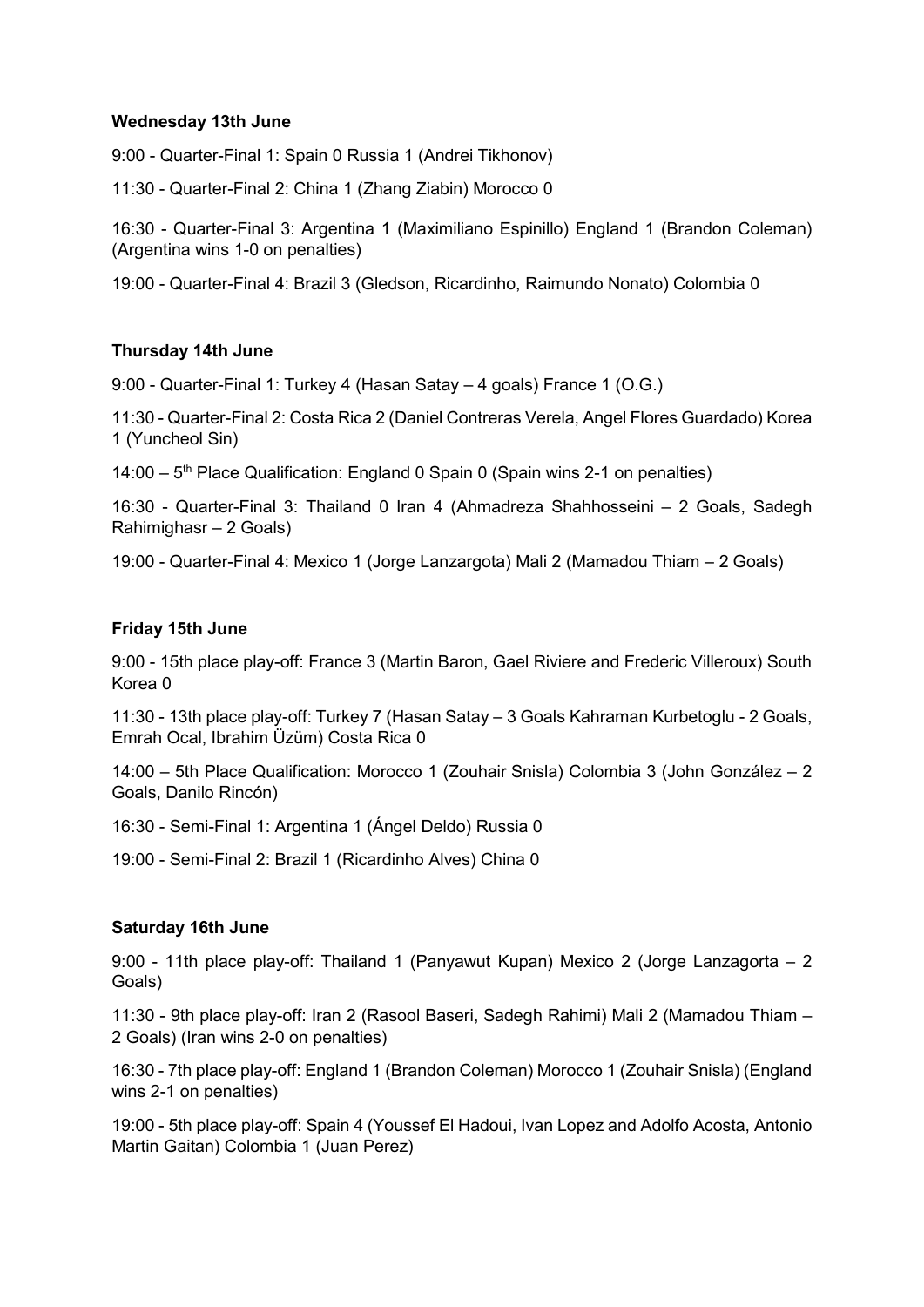**Wednesday 13th June**

9:00 - Quarter-Final 1: Spain 0 Russia 1 (Andrei Tikhonov)

11:30 - Quarter-Final 2: China 1 (Zhang Ziabin) Morocco 0

16:30 - Quarter-Final 3: Argentina 1 (Maximiliano Espinillo) England 1 (Brandon Coleman) (Argentina wins 1-0 on penalties)

19:00 - Quarter-Final 4: Brazil 3 (Gledson, Ricardinho, Raimundo Nonato) Colombia 0

**Thursday 14th June**

9:00 - Quarter-Final 1: Turkey 4 (Hasan Satay – 4 goals) France 1 (O.G.)

11:30 - Quarter-Final 2: Costa Rica 2 (Daniel Contreras Verela, Angel Flores Guardado) Korea 1 (Yuncheol Sin)

14:00 – 5th Place Qualification: England 0 Spain 0 (Spain wins 2-1 on penalties)

16:30 - Quarter-Final 3: Thailand 0 Iran 4 (Ahmadreza Shahhosseini – 2 Goals, Sadegh Rahimighasr – 2 Goals)

19:00 - Quarter-Final 4: Mexico 1 (Jorge Lanzargota) Mali 2 (Mamadou Thiam – 2 Goals)

**Friday 15th June**

9:00 - 15th place play-off: France 3 (Martin Baron, Gael Riviere and Frederic Villeroux) South Korea 0

11:30 - 13th place play-off: Turkey 7 (Hasan Satay – 3 Goals Kahraman Kurbetoglu - 2 Goals, Emrah Ocal, Ibrahim Üzüm) Costa Rica 0

14:00 – 5th Place Qualification: Morocco 1 (Zouhair Snisla) Colombia 3 (John González – 2 Goals, Danilo Rincón)

16:30 - Semi-Final 1: Argentina 1 (Ángel Deldo) Russia 0

19:00 - Semi-Final 2: Brazil 1 (Ricardinho Alves) China 0

**Saturday 16th June**

9:00 - 11th place play-off: Thailand 1 (Panyawut Kupan) Mexico 2 (Jorge Lanzagorta – 2 Goals)

11:30 - 9th place play-off: Iran 2 (Rasool Baseri, Sadegh Rahimi) Mali 2 (Mamadou Thiam – 2 Goals) (Iran wins 2-0 on penalties)

16:30 - 7th place play-off: England 1 (Brandon Coleman) Morocco 1 (Zouhair Snisla) (England wins 2-1 on penalties)

19:00 - 5th place play-off: Spain 4 (Youssef El Hadoui, Ivan Lopez and Adolfo Acosta, Antonio Martin Gaitan) Colombia 1 (Juan Perez)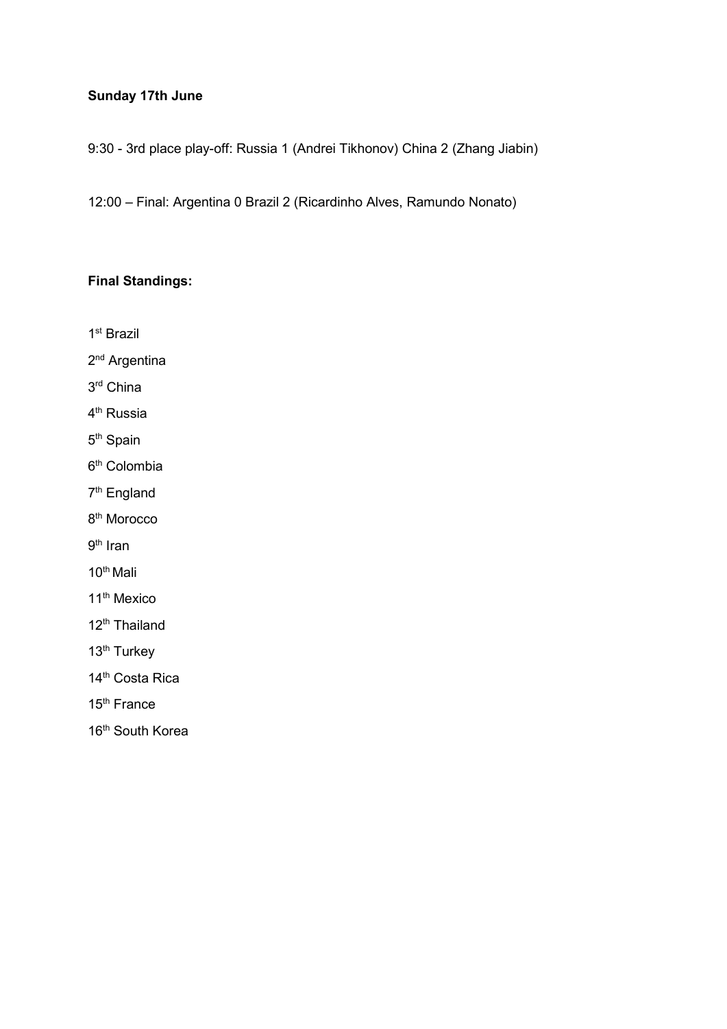**Sunday 17th June**

9:30 - 3rd place play-off: Russia 1 (Andrei Tikhonov) China 2 (Zhang Jiabin)

12:00 – Final: Argentina 0 Brazil 2 (Ricardinho Alves, Ramundo Nonato)

**Final Standings:**

1st Brazil

2nd Argentina

3rd China

4th Russia

5th Spain

6th Colombia

7th England

8th Morocco

9th Iran

10th Mali

11th Mexico

12th Thailand

13th Turkey

14th Costa Rica

15th France

16th South Korea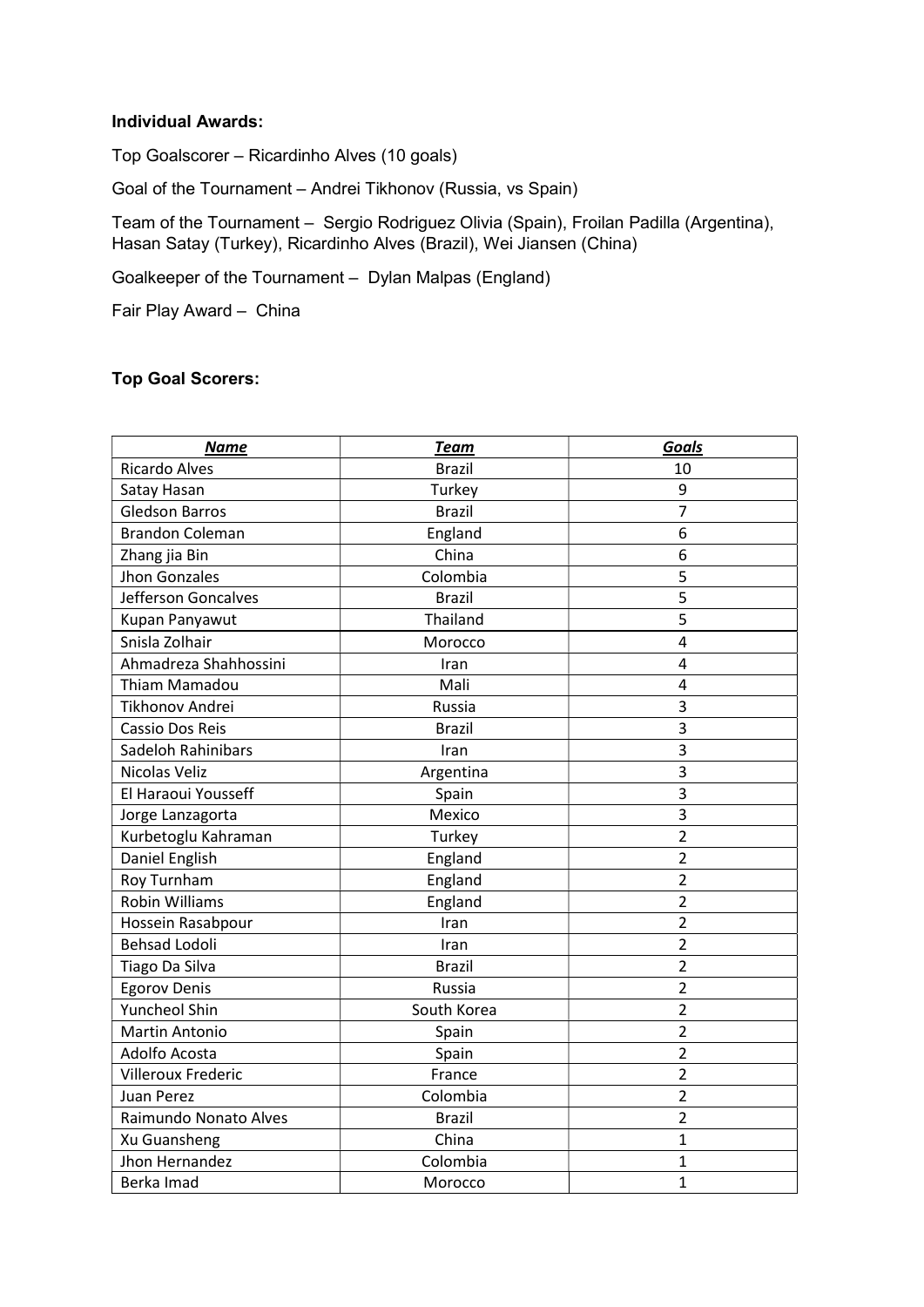**Individual Awards:**

Top Goalscorer – Ricardinho Alves (10 goals)

Goal of the Tournament – Andrei Tikhonov (Russia, vs Spain)

Team of the Tournament – Sergio Rodriguez Olivia (Spain), Froilan Padilla (Argentina), Hasan Satay (Turkey), Ricardinho Alves (Brazil), Wei Jiansen (China)

Goalkeeper of the Tournament – Dylan Malpas (England)

Fair Play Award – China

**Top Goal Scorers:**

| ***Name*** | ***Team*** | ***Goals*** |
|---|---|---|
| Ricardo Alves | Brazil | 10 |
| Satay Hasan | Turkey | 9 |
| Gledson Barros | Brazil | 7 |
| Brandon Coleman | England | 6 |
| Zhang jia Bin | China | 6 |
| Jhon Gonzales | Colombia | 5 |
| Jefferson Goncalves | Brazil | 5 |
| Kupan Panyawut | Thailand | 5 |
| Snisla Zolhair | Morocco | 4 |
| Ahmadreza Shahhossini | Iran | 4 |
| Thiam Mamadou | Mali | 4 |
| Tikhonov Andrei | Russia | 3 |
| Cassio Dos Reis | Brazil | 3 |
| Sadeloh Rahinibars | Iran | 3 |
| Nicolas Veliz | Argentina | 3 |
| El Haraoui Yousseff | Spain | 3 |
| Jorge Lanzagorta | Mexico | 3 |
| Kurbetoglu Kahraman | Turkey | 2 |
| Daniel English | England | 2 |
| Roy Turnham | England | 2 |
| Robin Williams | England | 2 |
| Hossein Rasabpour | Iran | 2 |
| Behsad Lodoli | Iran | 2 |
| Tiago Da Silva | Brazil | 2 |
| Egorov Denis | Russia | 2 |
| Yuncheol Shin | South Korea | 2 |
| Martin Antonio | Spain | 2 |
| Adolfo Acosta | Spain | 2 |
| Villeroux Frederic | France | 2 |
| Juan Perez | Colombia | 2 |
| Raimundo Nonato Alves | Brazil | 2 |
| Xu Guansheng | China | 1 |
| Jhon Hernandez | Colombia | 1 |
| Berka Imad | Morocco | 1 |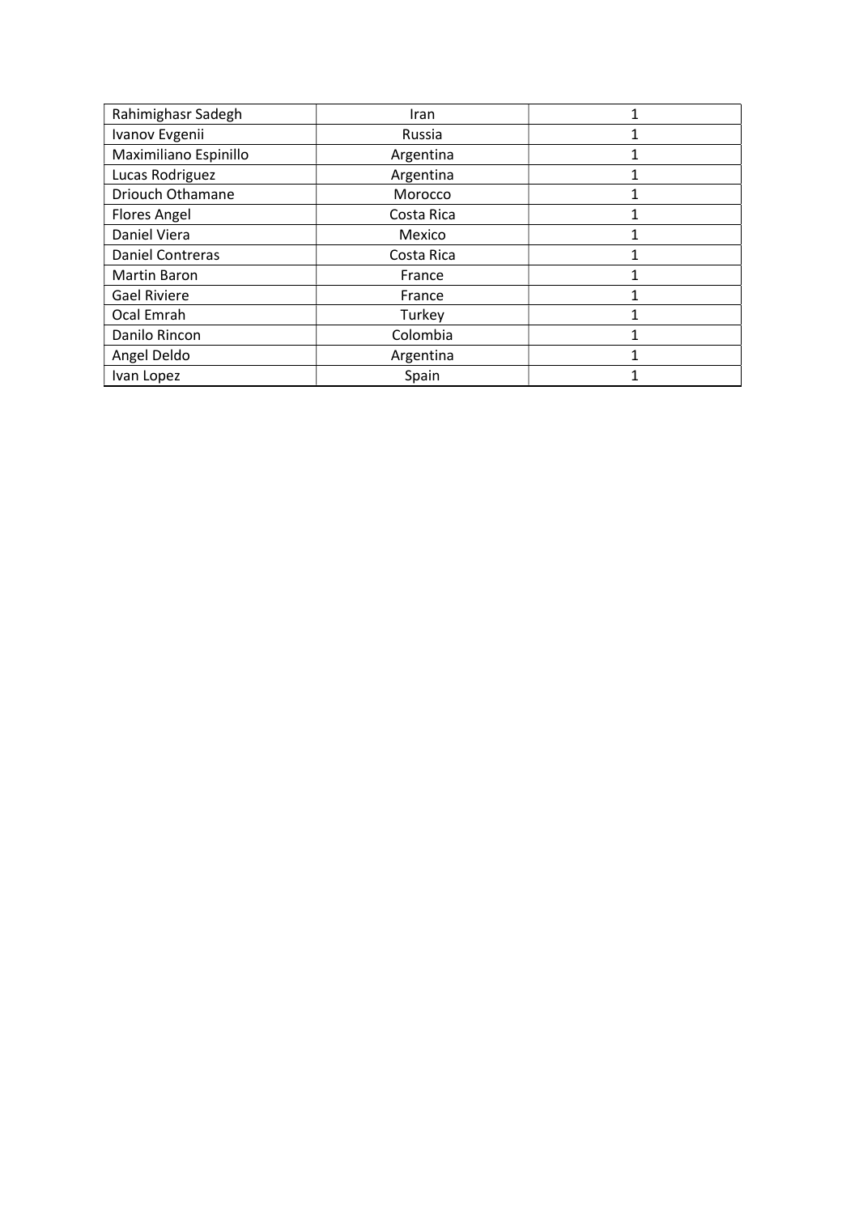| | | |
|---|---|---|
| Rahimighasr Sadegh | Iran | 1 |
| Ivanov Evgenii | Russia | 1 |
| Maximiliano Espinillo | Argentina | 1 |
| Lucas Rodriguez | Argentina | 1 |
| Driouch Othamane | Morocco | 1 |
| Flores Angel | Costa Rica | 1 |
| Daniel Viera | Mexico | 1 |
| Daniel Contreras | Costa Rica | 1 |
| Martin Baron | France | 1 |
| Gael Riviere | France | 1 |
| Ocal Emrah | Turkey | 1 |
| Danilo Rincon | Colombia | 1 |
| Angel Deldo | Argentina | 1 |
| Ivan Lopez | Spain | 1 |